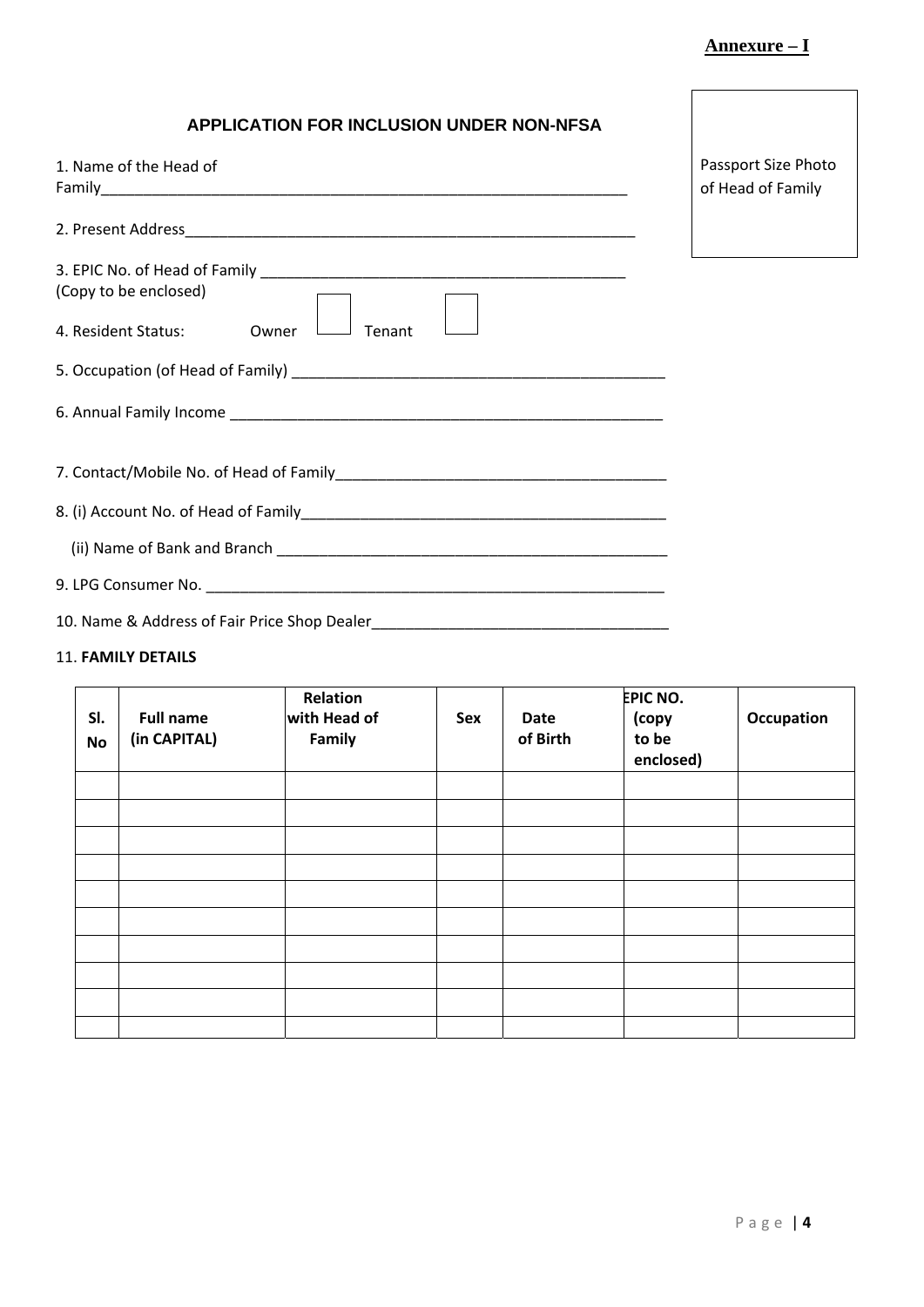**Annexure – I**

### APPLICATION FOR INCLUSION UNDER NON-NFSA

Passport Size Photo of Head of Family

1. Name of the Head of Family_______________________________________________________________

2. Present Address_______________________________________________________

3. EPIC No. of Head of Family ___________________________________________
(Copy to be enclosed)

4. Resident Status: Owner [ ] Tenant [ ]

5. Occupation (of Head of Family) ____________________________________________

6. Annual Family Income __________________________________________________

7. Contact/Mobile No. of Head of Family______________________________________

8. (i) Account No. of Head of Family____________________________________________

   (ii) Name of Bank and Branch _______________________________________________

9. LPG Consumer No. ______________________________________________________

10. Name & Address of Fair Price Shop Dealer__________________________________

11. **FAMILY DETAILS**

| Sl. No | Full name (in CAPITAL) | Relation with Head of Family | Sex | Date of Birth | EPIC NO. (copy to be enclosed) | Occupation |
|---|---|---|---|---|---|---|
| | | | | | | |
| | | | | | | |
| | | | | | | |
| | | | | | | |
| | | | | | | |
| | | | | | | |
| | | | | | | |
| | | | | | | |
| | | | | | | |
| | | | | | | |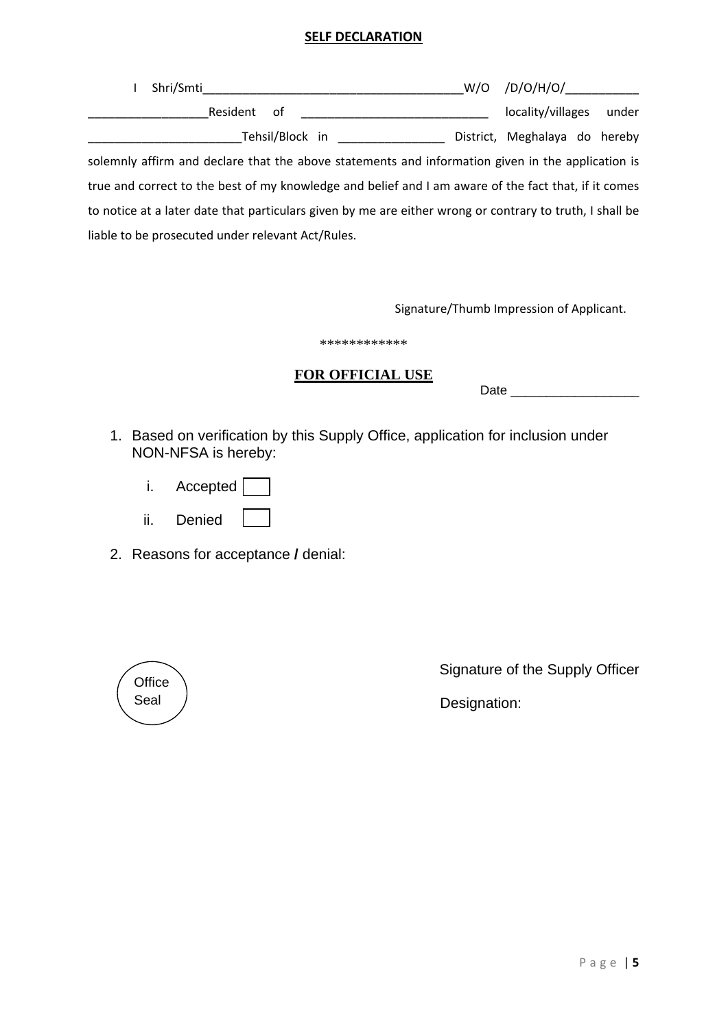## SELF DECLARATION

I Shri/Smti_______________________________________W/O /D/O/H/O/___________ __________________Resident of ____________________________ locality/villages under _______________________Tehsil/Block in ________________ District, Meghalaya do hereby solemnly affirm and declare that the above statements and information given in the application is true and correct to the best of my knowledge and belief and I am aware of the fact that, if it comes to notice at a later date that particulars given by me are either wrong or contrary to truth, I shall be liable to be prosecuted under relevant Act/Rules.

Signature/Thumb Impression of Applicant.

************

## FOR OFFICIAL USE

Date ___________________

1. Based on verification by this Supply Office, application for inclusion under NON-NFSA is hereby:
   i. Accepted ☐
   ii. Denied ☐
2. Reasons for acceptance **/** denial:

Office Seal

Signature of the Supply Officer

Designation: